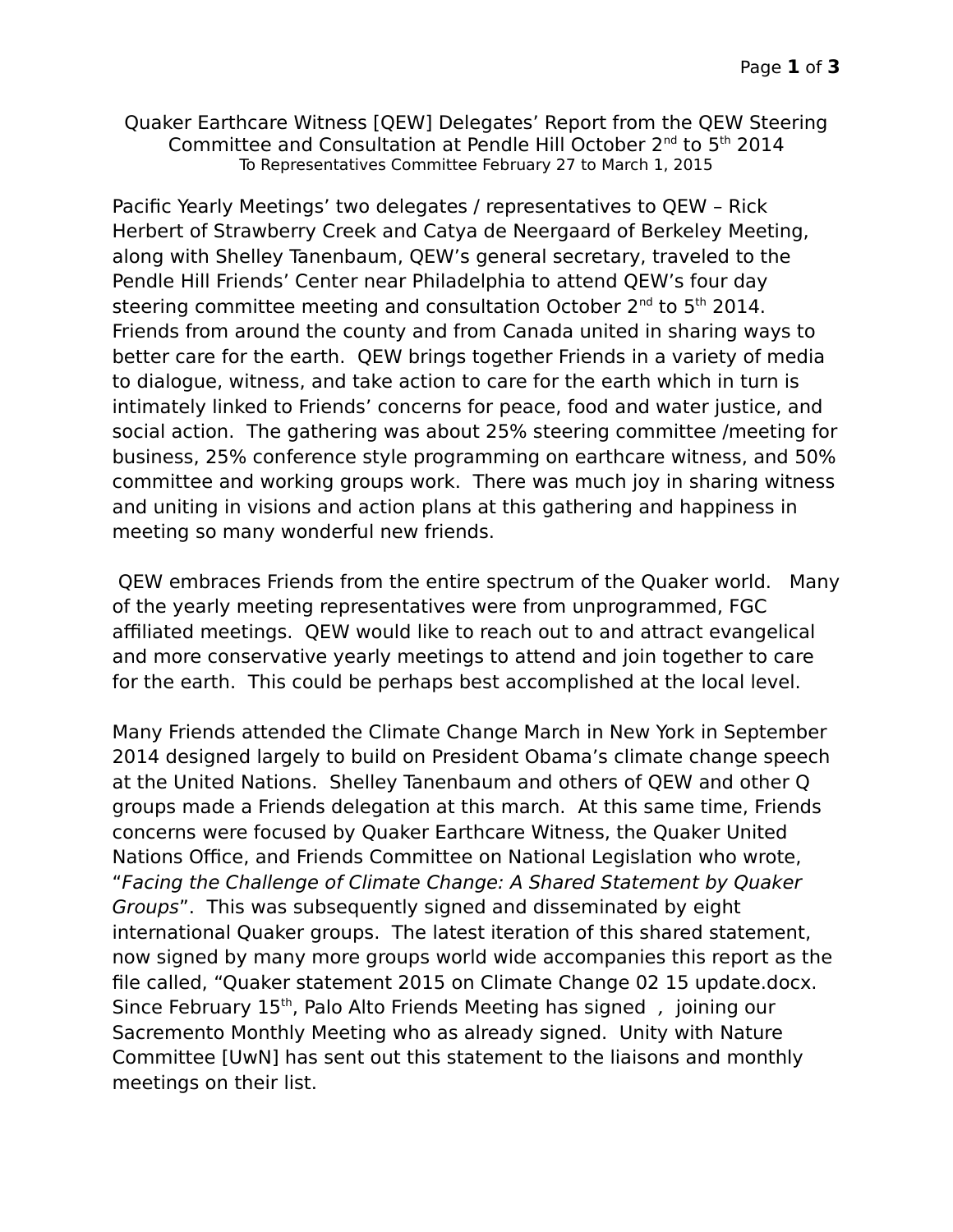Quaker Earthcare Witness [QEW] Delegates' Report from the QEW Steering Committee and Consultation at Pendle Hill October 2nd to 5th 2014
To Representatives Committee February 27 to March 1, 2015

Pacific Yearly Meetings' two delegates / representatives to QEW – Rick Herbert of Strawberry Creek and Catya de Neergaard of Berkeley Meeting, along with Shelley Tanenbaum, QEW's general secretary, traveled to the Pendle Hill Friends' Center near Philadelphia to attend QEW's four day steering committee meeting and consultation October 2nd to 5th 2014. Friends from around the county and from Canada united in sharing ways to better care for the earth. QEW brings together Friends in a variety of media to dialogue, witness, and take action to care for the earth which in turn is intimately linked to Friends' concerns for peace, food and water justice, and social action. The gathering was about 25% steering committee /meeting for business, 25% conference style programming on earthcare witness, and 50% committee and working groups work. There was much joy in sharing witness and uniting in visions and action plans at this gathering and happiness in meeting so many wonderful new friends.

QEW embraces Friends from the entire spectrum of the Quaker world. Many of the yearly meeting representatives were from unprogrammed, FGC affiliated meetings. QEW would like to reach out to and attract evangelical and more conservative yearly meetings to attend and join together to care for the earth. This could be perhaps best accomplished at the local level.

Many Friends attended the Climate Change March in New York in September 2014 designed largely to build on President Obama's climate change speech at the United Nations. Shelley Tanenbaum and others of QEW and other Q groups made a Friends delegation at this march. At this same time, Friends concerns were focused by Quaker Earthcare Witness, the Quaker United Nations Office, and Friends Committee on National Legislation who wrote, "*Facing the Challenge of Climate Change: A Shared Statement by Quaker Groups*". This was subsequently signed and disseminated by eight international Quaker groups. The latest iteration of this shared statement, now signed by many more groups world wide accompanies this report as the file called, "Quaker statement 2015 on Climate Change 02 15 update.docx. Since February 15th, Palo Alto Friends Meeting has signed , joining our Sacremento Monthly Meeting who as already signed. Unity with Nature Committee [UwN] has sent out this statement to the liaisons and monthly meetings on their list.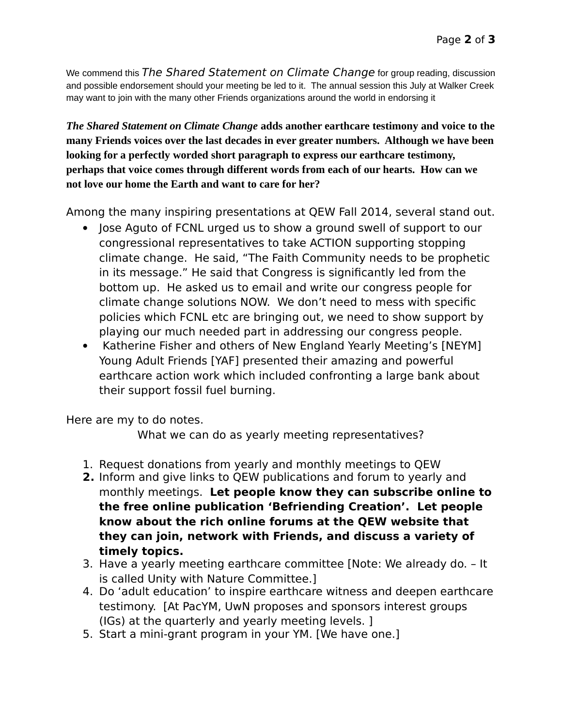We commend this *The Shared Statement on Climate Change* for group reading, discussion and possible endorsement should your meeting be led to it. The annual session this July at Walker Creek may want to join with the many other Friends organizations around the world in endorsing it

***The Shared Statement on Climate Change*** **adds another earthcare testimony and voice to the many Friends voices over the last decades in ever greater numbers. Although we have been looking for a perfectly worded short paragraph to express our earthcare testimony, perhaps that voice comes through different words from each of our hearts. How can we not love our home the Earth and want to care for her?**

Among the many inspiring presentations at QEW Fall 2014, several stand out.

- Jose Aguto of FCNL urged us to show a ground swell of support to our congressional representatives to take ACTION supporting stopping climate change. He said, "The Faith Community needs to be prophetic in its message." He said that Congress is significantly led from the bottom up. He asked us to email and write our congress people for climate change solutions NOW. We don't need to mess with specific policies which FCNL etc are bringing out, we need to show support by playing our much needed part in addressing our congress people.
- Katherine Fisher and others of New England Yearly Meeting's [NEYM] Young Adult Friends [YAF] presented their amazing and powerful earthcare action work which included confronting a large bank about their support fossil fuel burning.

Here are my to do notes.

What we can do as yearly meeting representatives?

1. Request donations from yearly and monthly meetings to QEW
2. Inform and give links to QEW publications and forum to yearly and monthly meetings. **Let people know they can subscribe online to the free online publication 'Befriending Creation'. Let people know about the rich online forums at the QEW website that they can join, network with Friends, and discuss a variety of timely topics.**
3. Have a yearly meeting earthcare committee [Note: We already do. – It is called Unity with Nature Committee.]
4. Do 'adult education' to inspire earthcare witness and deepen earthcare testimony. [At PacYM, UwN proposes and sponsors interest groups (IGs) at the quarterly and yearly meeting levels. ]
5. Start a mini-grant program in your YM. [We have one.]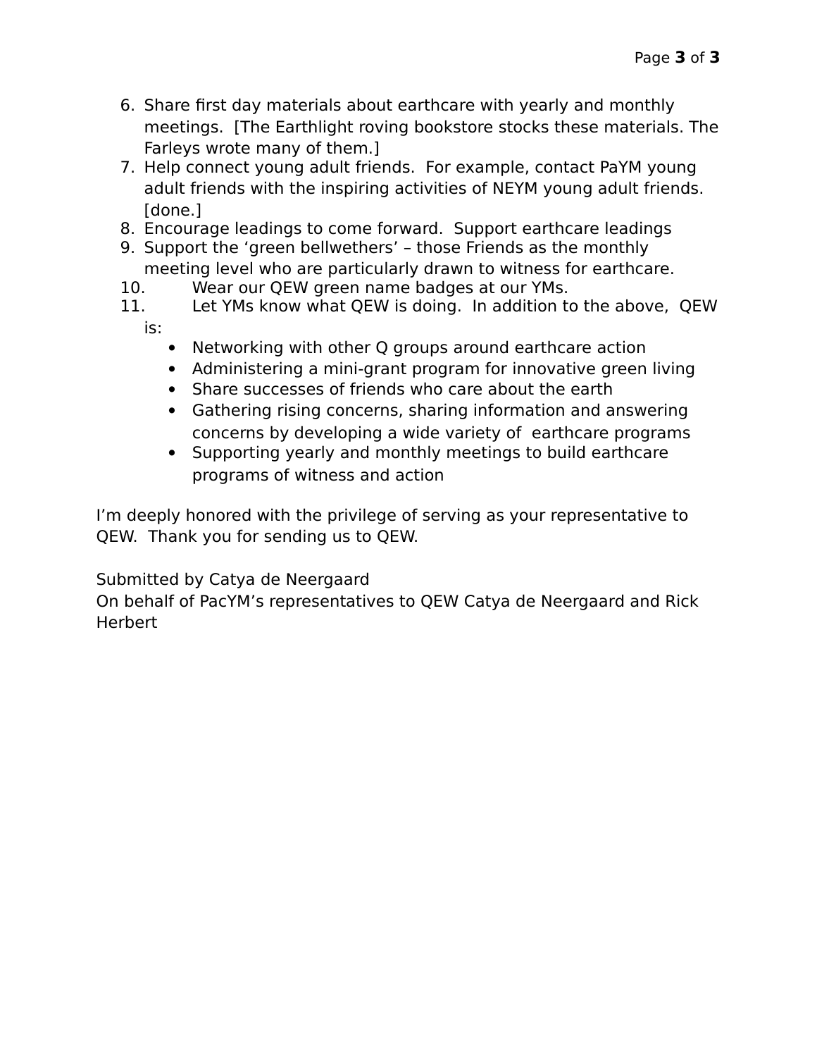6. Share first day materials about earthcare with yearly and monthly meetings. [The Earthlight roving bookstore stocks these materials. The Farleys wrote many of them.]
7. Help connect young adult friends. For example, contact PaYM young adult friends with the inspiring activities of NEYM young adult friends. [done.]
8. Encourage leadings to come forward. Support earthcare leadings
9. Support the 'green bellwethers' – those Friends as the monthly meeting level who are particularly drawn to witness for earthcare.
10. Wear our QEW green name badges at our YMs.
11. Let YMs know what QEW is doing. In addition to the above, QEW is:
    - Networking with other Q groups around earthcare action
    - Administering a mini-grant program for innovative green living
    - Share successes of friends who care about the earth
    - Gathering rising concerns, sharing information and answering concerns by developing a wide variety of earthcare programs
    - Supporting yearly and monthly meetings to build earthcare programs of witness and action

I'm deeply honored with the privilege of serving as your representative to QEW. Thank you for sending us to QEW.

Submitted by Catya de Neergaard
On behalf of PacYM's representatives to QEW Catya de Neergaard and Rick Herbert